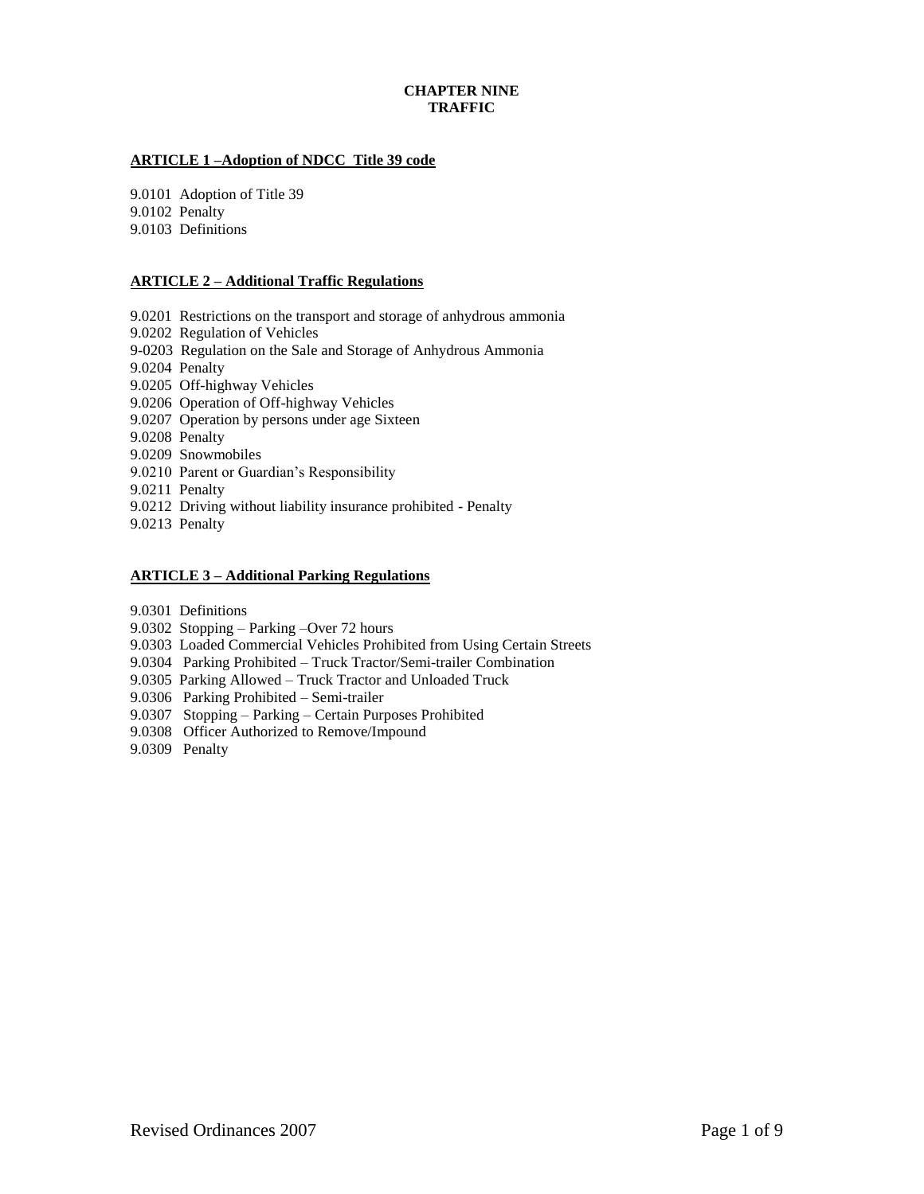# CHAPTER NINE
# TRAFFIC

## ARTICLE 1 –Adoption of NDCC Title 39 code

9.0101 Adoption of Title 39
9.0102 Penalty
9.0103 Definitions

## ARTICLE 2 – Additional Traffic Regulations

9.0201 Restrictions on the transport and storage of anhydrous ammonia
9.0202 Regulation of Vehicles
9-0203 Regulation on the Sale and Storage of Anhydrous Ammonia
9.0204 Penalty
9.0205 Off-highway Vehicles
9.0206 Operation of Off-highway Vehicles
9.0207 Operation by persons under age Sixteen
9.0208 Penalty
9.0209 Snowmobiles
9.0210 Parent or Guardian's Responsibility
9.0211 Penalty
9.0212 Driving without liability insurance prohibited - Penalty
9.0213 Penalty

## ARTICLE 3 – Additional Parking Regulations

9.0301 Definitions
9.0302 Stopping – Parking –Over 72 hours
9.0303 Loaded Commercial Vehicles Prohibited from Using Certain Streets
9.0304 Parking Prohibited – Truck Tractor/Semi-trailer Combination
9.0305 Parking Allowed – Truck Tractor and Unloaded Truck
9.0306 Parking Prohibited – Semi-trailer
9.0307 Stopping – Parking – Certain Purposes Prohibited
9.0308 Officer Authorized to Remove/Impound
9.0309 Penalty

Revised Ordinances 2007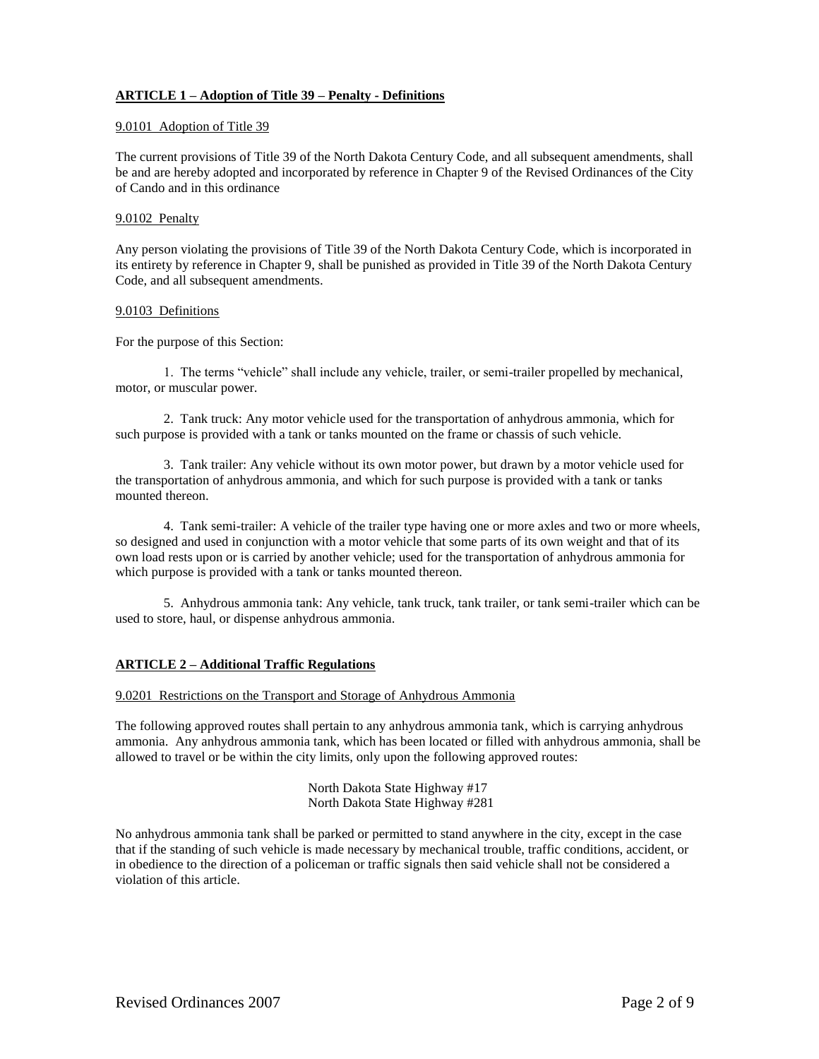## **ARTICLE 1 – Adoption of Title 39 – Penalty - Definitions**

9.0101 Adoption of Title 39

The current provisions of Title 39 of the North Dakota Century Code, and all subsequent amendments, shall be and are hereby adopted and incorporated by reference in Chapter 9 of the Revised Ordinances of the City of Cando and in this ordinance

9.0102 Penalty

Any person violating the provisions of Title 39 of the North Dakota Century Code, which is incorporated in its entirety by reference in Chapter 9, shall be punished as provided in Title 39 of the North Dakota Century Code, and all subsequent amendments.

9.0103 Definitions

For the purpose of this Section:

1. The terms "vehicle" shall include any vehicle, trailer, or semi-trailer propelled by mechanical, motor, or muscular power.

2. Tank truck: Any motor vehicle used for the transportation of anhydrous ammonia, which for such purpose is provided with a tank or tanks mounted on the frame or chassis of such vehicle.

3. Tank trailer: Any vehicle without its own motor power, but drawn by a motor vehicle used for the transportation of anhydrous ammonia, and which for such purpose is provided with a tank or tanks mounted thereon.

4. Tank semi-trailer: A vehicle of the trailer type having one or more axles and two or more wheels, so designed and used in conjunction with a motor vehicle that some parts of its own weight and that of its own load rests upon or is carried by another vehicle; used for the transportation of anhydrous ammonia for which purpose is provided with a tank or tanks mounted thereon.

5. Anhydrous ammonia tank: Any vehicle, tank truck, tank trailer, or tank semi-trailer which can be used to store, haul, or dispense anhydrous ammonia.

## **ARTICLE 2 – Additional Traffic Regulations**

9.0201 Restrictions on the Transport and Storage of Anhydrous Ammonia

The following approved routes shall pertain to any anhydrous ammonia tank, which is carrying anhydrous ammonia. Any anhydrous ammonia tank, which has been located or filled with anhydrous ammonia, shall be allowed to travel or be within the city limits, only upon the following approved routes:

North Dakota State Highway #17
North Dakota State Highway #281

No anhydrous ammonia tank shall be parked or permitted to stand anywhere in the city, except in the case that if the standing of such vehicle is made necessary by mechanical trouble, traffic conditions, accident, or in obedience to the direction of a policeman or traffic signals then said vehicle shall not be considered a violation of this article.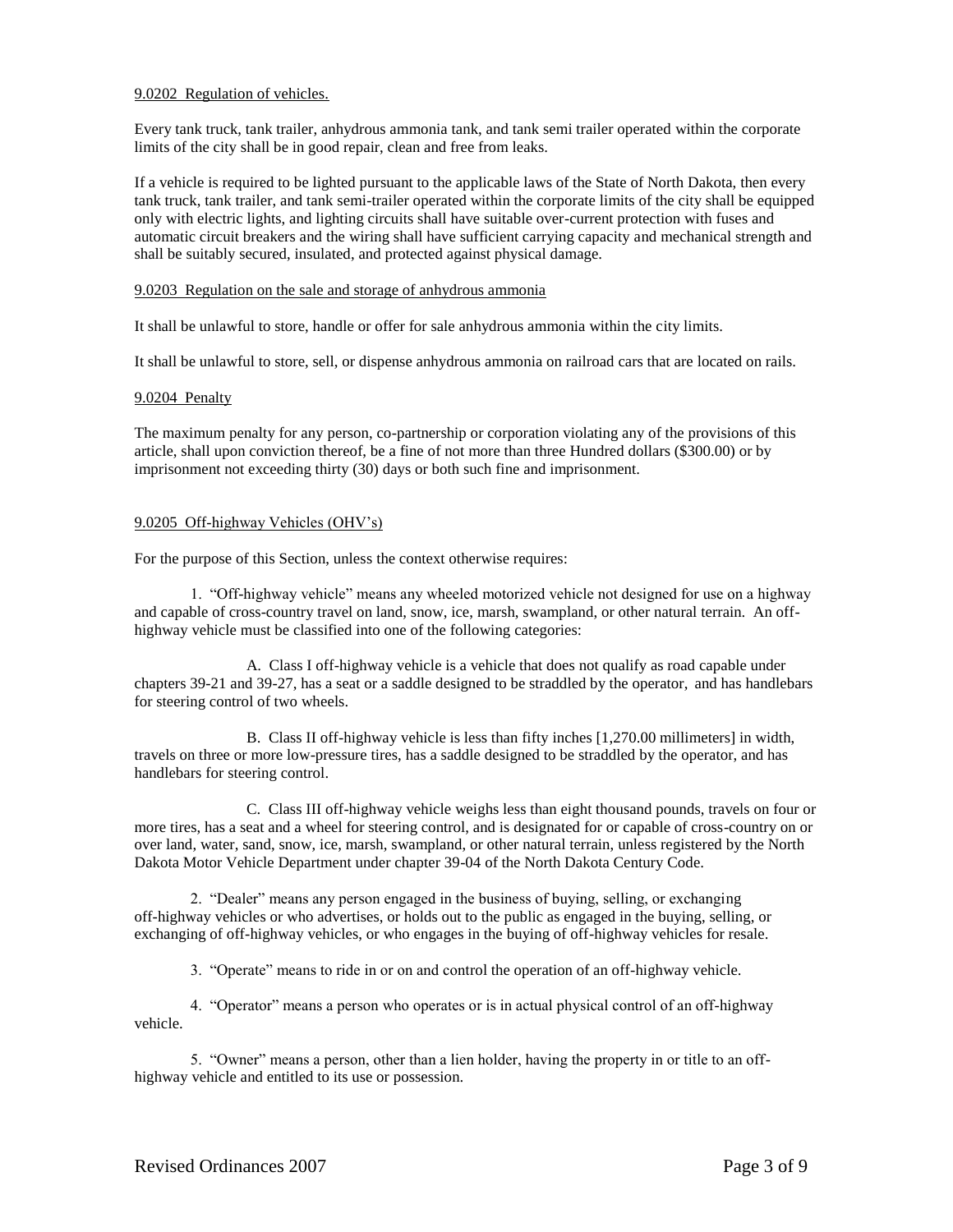## 9.0202 Regulation of vehicles.

Every tank truck, tank trailer, anhydrous ammonia tank, and tank semi trailer operated within the corporate limits of the city shall be in good repair, clean and free from leaks.

If a vehicle is required to be lighted pursuant to the applicable laws of the State of North Dakota, then every tank truck, tank trailer, and tank semi-trailer operated within the corporate limits of the city shall be equipped only with electric lights, and lighting circuits shall have suitable over-current protection with fuses and automatic circuit breakers and the wiring shall have sufficient carrying capacity and mechanical strength and shall be suitably secured, insulated, and protected against physical damage.

## 9.0203 Regulation on the sale and storage of anhydrous ammonia

It shall be unlawful to store, handle or offer for sale anhydrous ammonia within the city limits.

It shall be unlawful to store, sell, or dispense anhydrous ammonia on railroad cars that are located on rails.

## 9.0204 Penalty

The maximum penalty for any person, co-partnership or corporation violating any of the provisions of this article, shall upon conviction thereof, be a fine of not more than three Hundred dollars ($300.00) or by imprisonment not exceeding thirty (30) days or both such fine and imprisonment.

## 9.0205 Off-highway Vehicles (OHV's)

For the purpose of this Section, unless the context otherwise requires:

1. "Off-highway vehicle" means any wheeled motorized vehicle not designed for use on a highway and capable of cross-country travel on land, snow, ice, marsh, swampland, or other natural terrain. An off-highway vehicle must be classified into one of the following categories:

   A. Class I off-highway vehicle is a vehicle that does not qualify as road capable under chapters 39-21 and 39-27, has a seat or a saddle designed to be straddled by the operator, and has handlebars for steering control of two wheels.

   B. Class II off-highway vehicle is less than fifty inches [1,270.00 millimeters] in width, travels on three or more low-pressure tires, has a saddle designed to be straddled by the operator, and has handlebars for steering control.

   C. Class III off-highway vehicle weighs less than eight thousand pounds, travels on four or more tires, has a seat and a wheel for steering control, and is designated for or capable of cross-country on or over land, water, sand, snow, ice, marsh, swampland, or other natural terrain, unless registered by the North Dakota Motor Vehicle Department under chapter 39-04 of the North Dakota Century Code.

2. "Dealer" means any person engaged in the business of buying, selling, or exchanging off-highway vehicles or who advertises, or holds out to the public as engaged in the buying, selling, or exchanging of off-highway vehicles, or who engages in the buying of off-highway vehicles for resale.

3. "Operate" means to ride in or on and control the operation of an off-highway vehicle.

4. "Operator" means a person who operates or is in actual physical control of an off-highway vehicle.

5. "Owner" means a person, other than a lien holder, having the property in or title to an off-highway vehicle and entitled to its use or possession.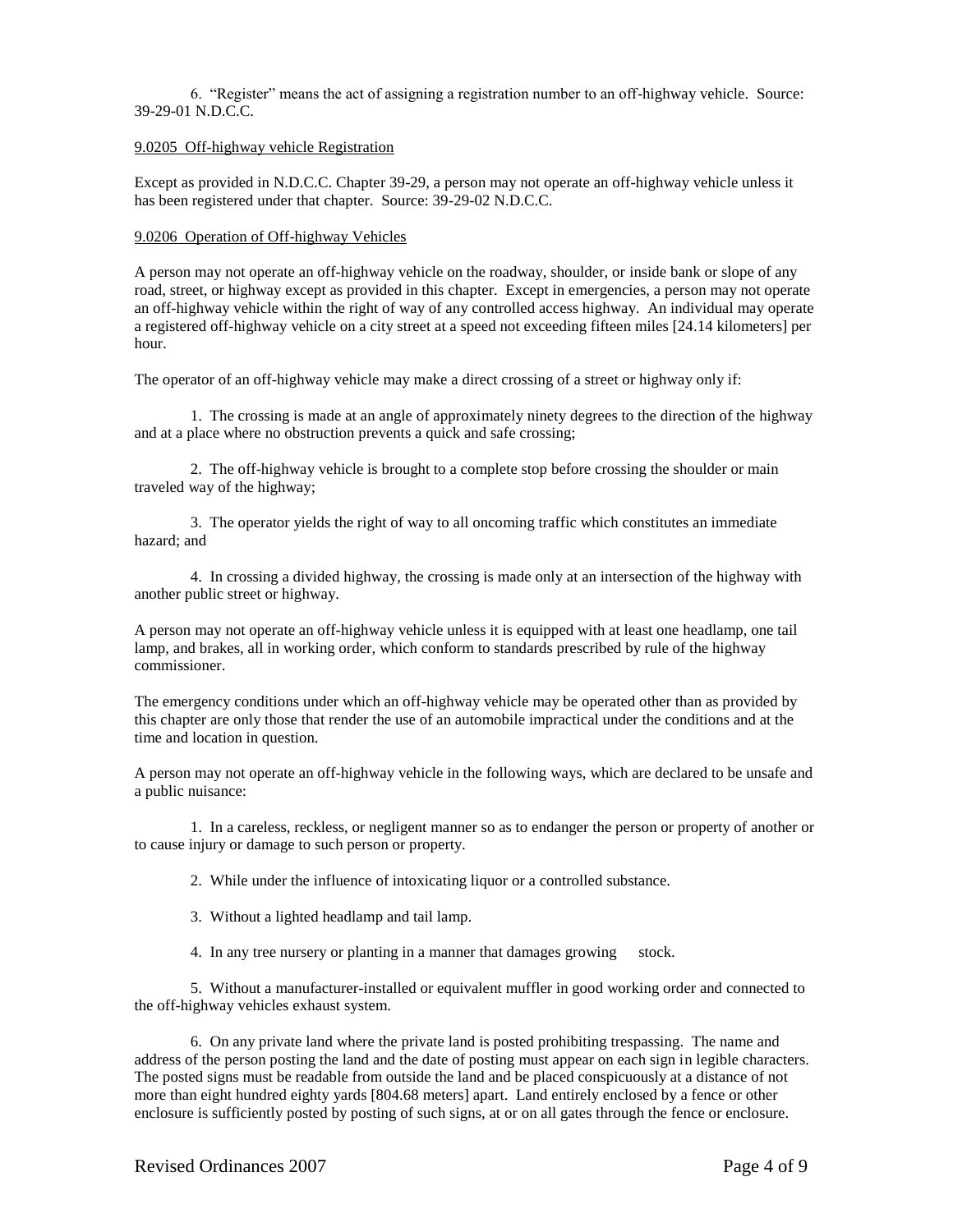6. "Register" means the act of assigning a registration number to an off-highway vehicle. Source: 39-29-01 N.D.C.C.

9.0205 Off-highway vehicle Registration

Except as provided in N.D.C.C. Chapter 39-29, a person may not operate an off-highway vehicle unless it has been registered under that chapter. Source: 39-29-02 N.D.C.C.

9.0206 Operation of Off-highway Vehicles

A person may not operate an off-highway vehicle on the roadway, shoulder, or inside bank or slope of any road, street, or highway except as provided in this chapter. Except in emergencies, a person may not operate an off-highway vehicle within the right of way of any controlled access highway. An individual may operate a registered off-highway vehicle on a city street at a speed not exceeding fifteen miles [24.14 kilometers] per hour.

The operator of an off-highway vehicle may make a direct crossing of a street or highway only if:

1. The crossing is made at an angle of approximately ninety degrees to the direction of the highway and at a place where no obstruction prevents a quick and safe crossing;

2. The off-highway vehicle is brought to a complete stop before crossing the shoulder or main traveled way of the highway;

3. The operator yields the right of way to all oncoming traffic which constitutes an immediate hazard; and

4. In crossing a divided highway, the crossing is made only at an intersection of the highway with another public street or highway.

A person may not operate an off-highway vehicle unless it is equipped with at least one headlamp, one tail lamp, and brakes, all in working order, which conform to standards prescribed by rule of the highway commissioner.

The emergency conditions under which an off-highway vehicle may be operated other than as provided by this chapter are only those that render the use of an automobile impractical under the conditions and at the time and location in question.

A person may not operate an off-highway vehicle in the following ways, which are declared to be unsafe and a public nuisance:

1. In a careless, reckless, or negligent manner so as to endanger the person or property of another or to cause injury or damage to such person or property.

2. While under the influence of intoxicating liquor or a controlled substance.

3. Without a lighted headlamp and tail lamp.

4. In any tree nursery or planting in a manner that damages growing stock.

5. Without a manufacturer-installed or equivalent muffler in good working order and connected to the off-highway vehicles exhaust system.

6. On any private land where the private land is posted prohibiting trespassing. The name and address of the person posting the land and the date of posting must appear on each sign in legible characters. The posted signs must be readable from outside the land and be placed conspicuously at a distance of not more than eight hundred eighty yards [804.68 meters] apart. Land entirely enclosed by a fence or other enclosure is sufficiently posted by posting of such signs, at or on all gates through the fence or enclosure.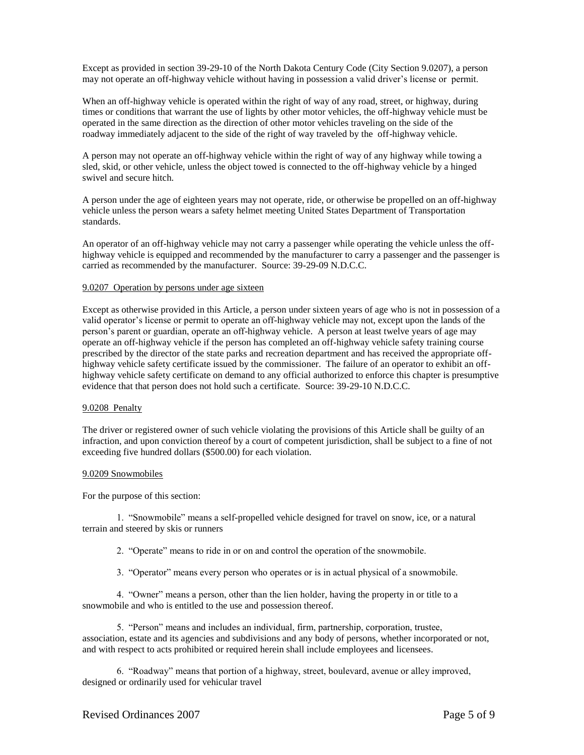Except as provided in section 39-29-10 of the North Dakota Century Code (City Section 9.0207), a person may not operate an off-highway vehicle without having in possession a valid driver's license or permit.

When an off-highway vehicle is operated within the right of way of any road, street, or highway, during times or conditions that warrant the use of lights by other motor vehicles, the off-highway vehicle must be operated in the same direction as the direction of other motor vehicles traveling on the side of the roadway immediately adjacent to the side of the right of way traveled by the off-highway vehicle.

A person may not operate an off-highway vehicle within the right of way of any highway while towing a sled, skid, or other vehicle, unless the object towed is connected to the off-highway vehicle by a hinged swivel and secure hitch.

A person under the age of eighteen years may not operate, ride, or otherwise be propelled on an off-highway vehicle unless the person wears a safety helmet meeting United States Department of Transportation standards.

An operator of an off-highway vehicle may not carry a passenger while operating the vehicle unless the off-highway vehicle is equipped and recommended by the manufacturer to carry a passenger and the passenger is carried as recommended by the manufacturer. Source: 39-29-09 N.D.C.C.

## 9.0207 Operation by persons under age sixteen

Except as otherwise provided in this Article, a person under sixteen years of age who is not in possession of a valid operator's license or permit to operate an off-highway vehicle may not, except upon the lands of the person's parent or guardian, operate an off-highway vehicle. A person at least twelve years of age may operate an off-highway vehicle if the person has completed an off-highway vehicle safety training course prescribed by the director of the state parks and recreation department and has received the appropriate off-highway vehicle safety certificate issued by the commissioner. The failure of an operator to exhibit an off-highway vehicle safety certificate on demand to any official authorized to enforce this chapter is presumptive evidence that that person does not hold such a certificate. Source: 39-29-10 N.D.C.C.

## 9.0208 Penalty

The driver or registered owner of such vehicle violating the provisions of this Article shall be guilty of an infraction, and upon conviction thereof by a court of competent jurisdiction, shall be subject to a fine of not exceeding five hundred dollars ($500.00) for each violation.

## 9.0209 Snowmobiles

For the purpose of this section:

1. "Snowmobile" means a self-propelled vehicle designed for travel on snow, ice, or a natural terrain and steered by skis or runners

2. "Operate" means to ride in or on and control the operation of the snowmobile.

3. "Operator" means every person who operates or is in actual physical of a snowmobile.

4. "Owner" means a person, other than the lien holder, having the property in or title to a snowmobile and who is entitled to the use and possession thereof.

5. "Person" means and includes an individual, firm, partnership, corporation, trustee, association, estate and its agencies and subdivisions and any body of persons, whether incorporated or not, and with respect to acts prohibited or required herein shall include employees and licensees.

6. "Roadway" means that portion of a highway, street, boulevard, avenue or alley improved, designed or ordinarily used for vehicular travel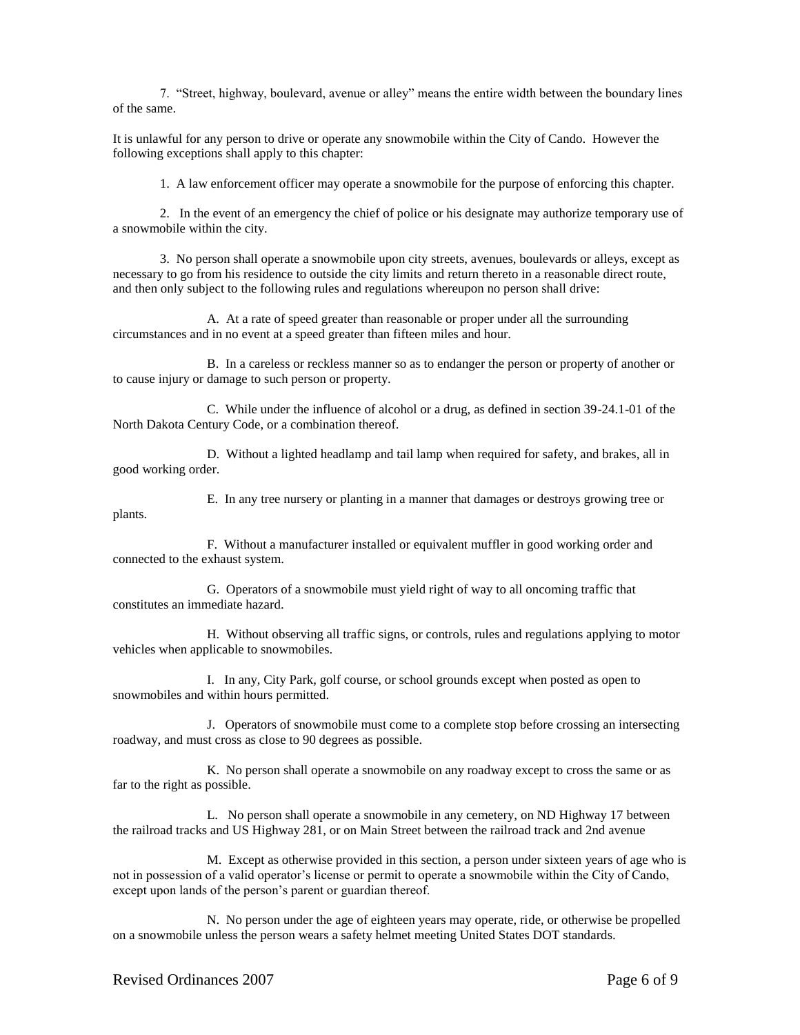7. "Street, highway, boulevard, avenue or alley" means the entire width between the boundary lines of the same.

It is unlawful for any person to drive or operate any snowmobile within the City of Cando. However the following exceptions shall apply to this chapter:

1. A law enforcement officer may operate a snowmobile for the purpose of enforcing this chapter.

2. In the event of an emergency the chief of police or his designate may authorize temporary use of a snowmobile within the city.

3. No person shall operate a snowmobile upon city streets, avenues, boulevards or alleys, except as necessary to go from his residence to outside the city limits and return thereto in a reasonable direct route, and then only subject to the following rules and regulations whereupon no person shall drive:

A. At a rate of speed greater than reasonable or proper under all the surrounding circumstances and in no event at a speed greater than fifteen miles and hour.

B. In a careless or reckless manner so as to endanger the person or property of another or to cause injury or damage to such person or property.

C. While under the influence of alcohol or a drug, as defined in section 39-24.1-01 of the North Dakota Century Code, or a combination thereof.

D. Without a lighted headlamp and tail lamp when required for safety, and brakes, all in good working order.

E. In any tree nursery or planting in a manner that damages or destroys growing tree or plants.

F. Without a manufacturer installed or equivalent muffler in good working order and connected to the exhaust system.

G. Operators of a snowmobile must yield right of way to all oncoming traffic that constitutes an immediate hazard.

H. Without observing all traffic signs, or controls, rules and regulations applying to motor vehicles when applicable to snowmobiles.

I. In any, City Park, golf course, or school grounds except when posted as open to snowmobiles and within hours permitted.

J. Operators of snowmobile must come to a complete stop before crossing an intersecting roadway, and must cross as close to 90 degrees as possible.

K. No person shall operate a snowmobile on any roadway except to cross the same or as far to the right as possible.

L. No person shall operate a snowmobile in any cemetery, on ND Highway 17 between the railroad tracks and US Highway 281, or on Main Street between the railroad track and 2nd avenue

M. Except as otherwise provided in this section, a person under sixteen years of age who is not in possession of a valid operator's license or permit to operate a snowmobile within the City of Cando, except upon lands of the person's parent or guardian thereof.

N. No person under the age of eighteen years may operate, ride, or otherwise be propelled on a snowmobile unless the person wears a safety helmet meeting United States DOT standards.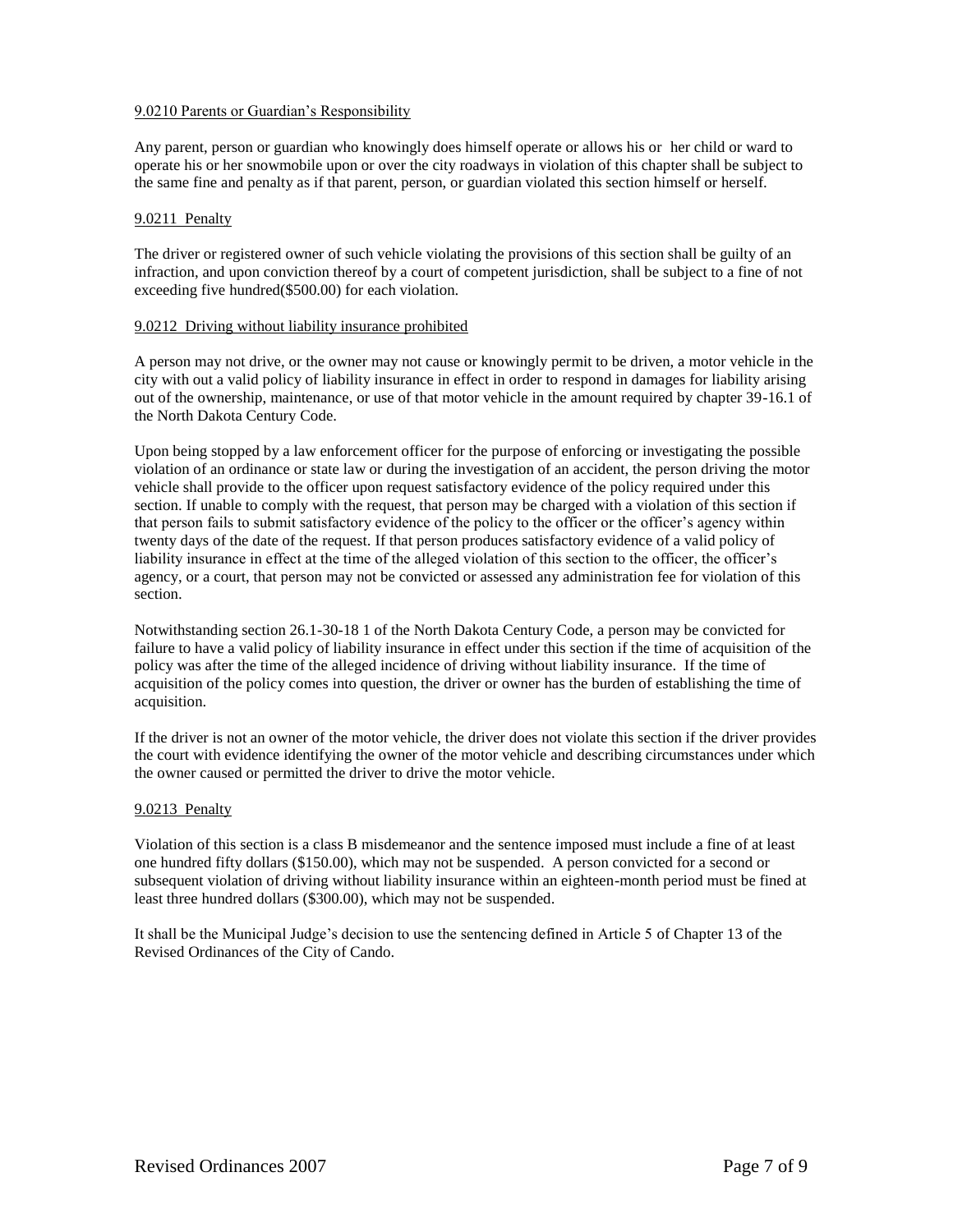9.0210 Parents or Guardian's Responsibility

Any parent, person or guardian who knowingly does himself operate or allows his or her child or ward to operate his or her snowmobile upon or over the city roadways in violation of this chapter shall be subject to the same fine and penalty as if that parent, person, or guardian violated this section himself or herself.

9.0211 Penalty

The driver or registered owner of such vehicle violating the provisions of this section shall be guilty of an infraction, and upon conviction thereof by a court of competent jurisdiction, shall be subject to a fine of not exceeding five hundred($500.00) for each violation.

9.0212 Driving without liability insurance prohibited

A person may not drive, or the owner may not cause or knowingly permit to be driven, a motor vehicle in the city with out a valid policy of liability insurance in effect in order to respond in damages for liability arising out of the ownership, maintenance, or use of that motor vehicle in the amount required by chapter 39-16.1 of the North Dakota Century Code.

Upon being stopped by a law enforcement officer for the purpose of enforcing or investigating the possible violation of an ordinance or state law or during the investigation of an accident, the person driving the motor vehicle shall provide to the officer upon request satisfactory evidence of the policy required under this section. If unable to comply with the request, that person may be charged with a violation of this section if that person fails to submit satisfactory evidence of the policy to the officer or the officer's agency within twenty days of the date of the request. If that person produces satisfactory evidence of a valid policy of liability insurance in effect at the time of the alleged violation of this section to the officer, the officer's agency, or a court, that person may not be convicted or assessed any administration fee for violation of this section.

Notwithstanding section 26.1-30-18 1 of the North Dakota Century Code, a person may be convicted for failure to have a valid policy of liability insurance in effect under this section if the time of acquisition of the policy was after the time of the alleged incidence of driving without liability insurance. If the time of acquisition of the policy comes into question, the driver or owner has the burden of establishing the time of acquisition.

If the driver is not an owner of the motor vehicle, the driver does not violate this section if the driver provides the court with evidence identifying the owner of the motor vehicle and describing circumstances under which the owner caused or permitted the driver to drive the motor vehicle.

9.0213 Penalty

Violation of this section is a class B misdemeanor and the sentence imposed must include a fine of at least one hundred fifty dollars ($150.00), which may not be suspended. A person convicted for a second or subsequent violation of driving without liability insurance within an eighteen-month period must be fined at least three hundred dollars ($300.00), which may not be suspended.

It shall be the Municipal Judge's decision to use the sentencing defined in Article 5 of Chapter 13 of the Revised Ordinances of the City of Cando.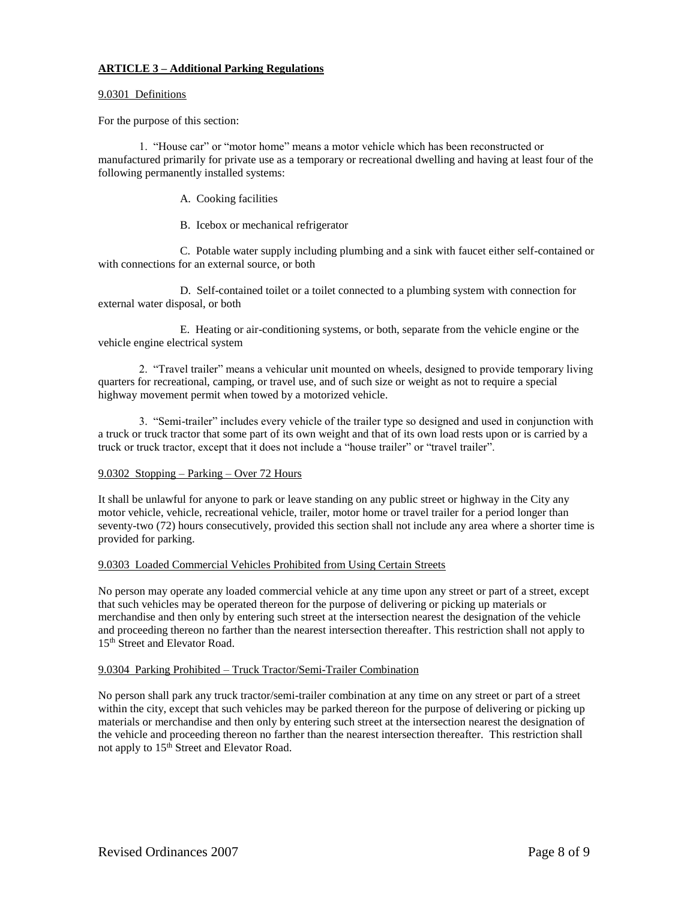## **ARTICLE 3 – Additional Parking Regulations**

9.0301 Definitions

For the purpose of this section:

1. "House car" or "motor home" means a motor vehicle which has been reconstructed or manufactured primarily for private use as a temporary or recreational dwelling and having at least four of the following permanently installed systems:

   A. Cooking facilities

   B. Icebox or mechanical refrigerator

   C. Potable water supply including plumbing and a sink with faucet either self-contained or with connections for an external source, or both

   D. Self-contained toilet or a toilet connected to a plumbing system with connection for external water disposal, or both

   E. Heating or air-conditioning systems, or both, separate from the vehicle engine or the vehicle engine electrical system

2. "Travel trailer" means a vehicular unit mounted on wheels, designed to provide temporary living quarters for recreational, camping, or travel use, and of such size or weight as not to require a special highway movement permit when towed by a motorized vehicle.

3. "Semi-trailer" includes every vehicle of the trailer type so designed and used in conjunction with a truck or truck tractor that some part of its own weight and that of its own load rests upon or is carried by a truck or truck tractor, except that it does not include a "house trailer" or "travel trailer".

9.0302 Stopping – Parking – Over 72 Hours

It shall be unlawful for anyone to park or leave standing on any public street or highway in the City any motor vehicle, vehicle, recreational vehicle, trailer, motor home or travel trailer for a period longer than seventy-two (72) hours consecutively, provided this section shall not include any area where a shorter time is provided for parking.

9.0303 Loaded Commercial Vehicles Prohibited from Using Certain Streets

No person may operate any loaded commercial vehicle at any time upon any street or part of a street, except that such vehicles may be operated thereon for the purpose of delivering or picking up materials or merchandise and then only by entering such street at the intersection nearest the designation of the vehicle and proceeding thereon no farther than the nearest intersection thereafter. This restriction shall not apply to 15th Street and Elevator Road.

9.0304 Parking Prohibited – Truck Tractor/Semi-Trailer Combination

No person shall park any truck tractor/semi-trailer combination at any time on any street or part of a street within the city, except that such vehicles may be parked thereon for the purpose of delivering or picking up materials or merchandise and then only by entering such street at the intersection nearest the designation of the vehicle and proceeding thereon no farther than the nearest intersection thereafter. This restriction shall not apply to 15th Street and Elevator Road.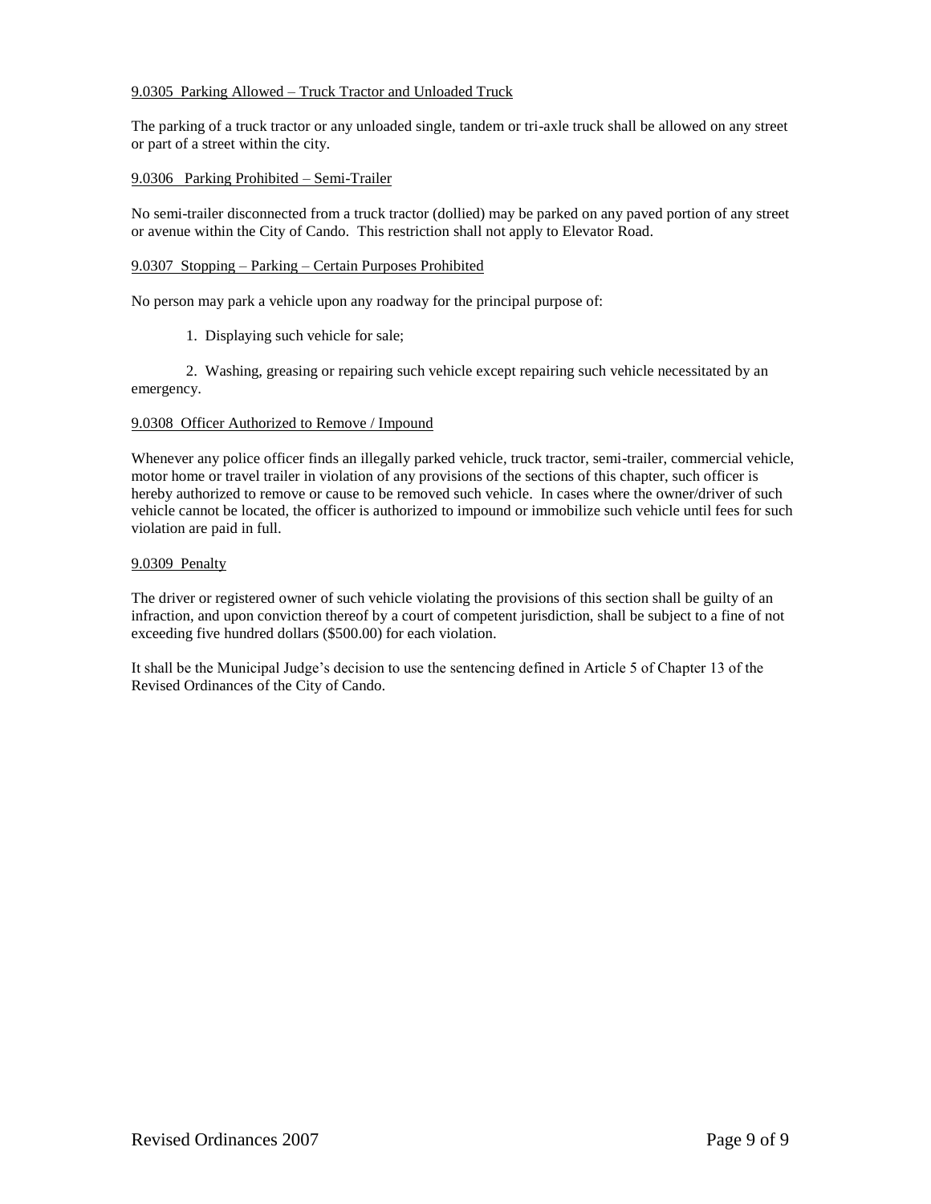### 9.0305 Parking Allowed – Truck Tractor and Unloaded Truck

The parking of a truck tractor or any unloaded single, tandem or tri-axle truck shall be allowed on any street or part of a street within the city.

### 9.0306 Parking Prohibited – Semi-Trailer

No semi-trailer disconnected from a truck tractor (dollied) may be parked on any paved portion of any street or avenue within the City of Cando. This restriction shall not apply to Elevator Road.

### 9.0307 Stopping – Parking – Certain Purposes Prohibited

No person may park a vehicle upon any roadway for the principal purpose of:

1. Displaying such vehicle for sale;

2. Washing, greasing or repairing such vehicle except repairing such vehicle necessitated by an emergency.

### 9.0308 Officer Authorized to Remove / Impound

Whenever any police officer finds an illegally parked vehicle, truck tractor, semi-trailer, commercial vehicle, motor home or travel trailer in violation of any provisions of the sections of this chapter, such officer is hereby authorized to remove or cause to be removed such vehicle. In cases where the owner/driver of such vehicle cannot be located, the officer is authorized to impound or immobilize such vehicle until fees for such violation are paid in full.

### 9.0309 Penalty

The driver or registered owner of such vehicle violating the provisions of this section shall be guilty of an infraction, and upon conviction thereof by a court of competent jurisdiction, shall be subject to a fine of not exceeding five hundred dollars ($500.00) for each violation.

It shall be the Municipal Judge's decision to use the sentencing defined in Article 5 of Chapter 13 of the Revised Ordinances of the City of Cando.